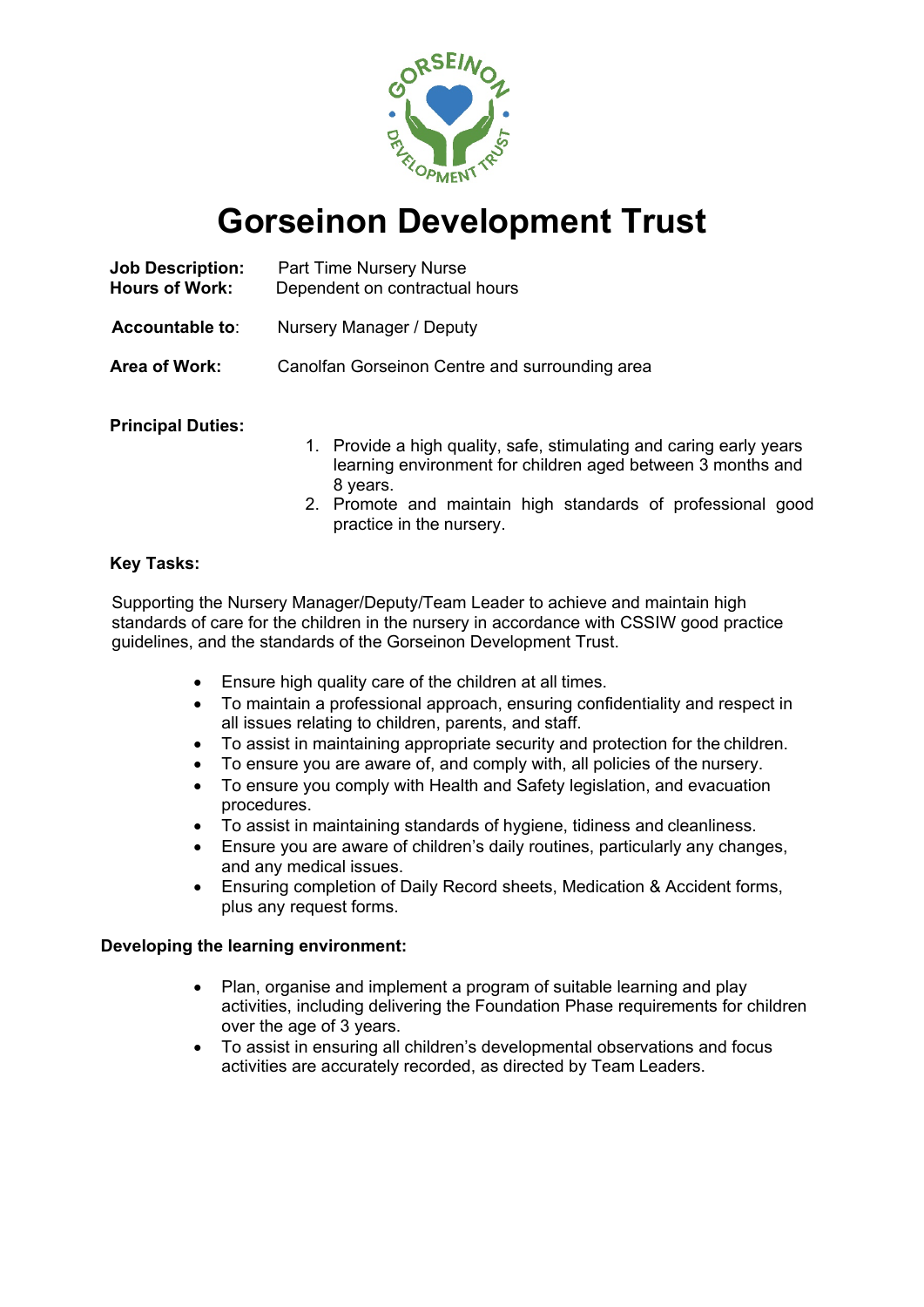# Gorseinon Development Trust

**Job Description:** Part Time Nursery Nurse
**Hours of Work:** Dependent on contractual hours

**Accountable to:** Nursery Manager / Deputy

**Area of Work:** Canolfan Gorseinon Centre and surrounding area

**Principal Duties:**

1. Provide a high quality, safe, stimulating and caring early years learning environment for children aged between 3 months and 8 years.
2. Promote and maintain high standards of professional good practice in the nursery.

**Key Tasks:**

Supporting the Nursery Manager/Deputy/Team Leader to achieve and maintain high standards of care for the children in the nursery in accordance with CSSIW good practice guidelines, and the standards of the Gorseinon Development Trust.

- Ensure high quality care of the children at all times.
- To maintain a professional approach, ensuring confidentiality and respect in all issues relating to children, parents, and staff.
- To assist in maintaining appropriate security and protection for the children.
- To ensure you are aware of, and comply with, all policies of the nursery.
- To ensure you comply with Health and Safety legislation, and evacuation procedures.
- To assist in maintaining standards of hygiene, tidiness and cleanliness.
- Ensure you are aware of children's daily routines, particularly any changes, and any medical issues.
- Ensuring completion of Daily Record sheets, Medication & Accident forms, plus any request forms.

**Developing the learning environment:**

- Plan, organise and implement a program of suitable learning and play activities, including delivering the Foundation Phase requirements for children over the age of 3 years.
- To assist in ensuring all children's developmental observations and focus activities are accurately recorded, as directed by Team Leaders.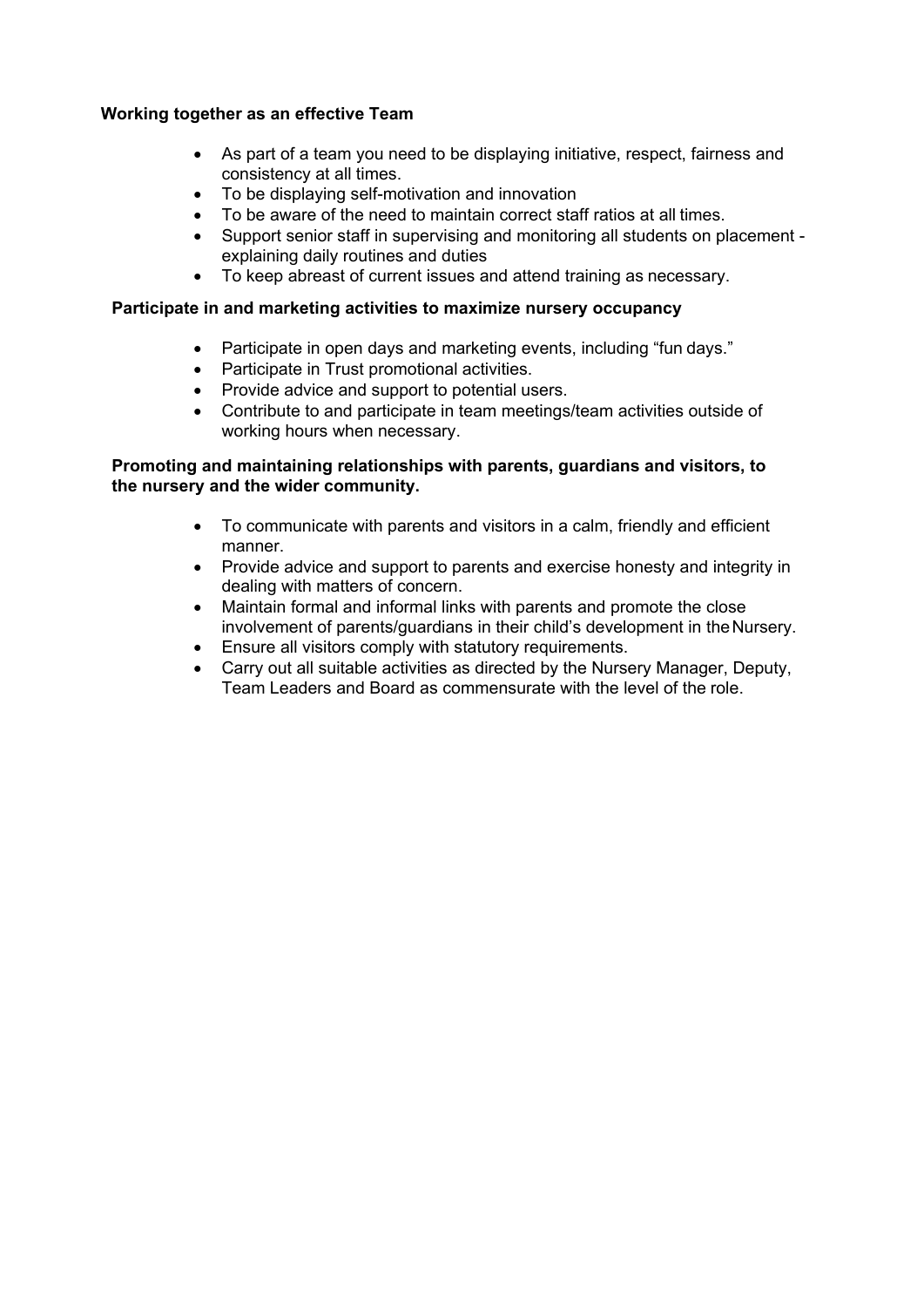**Working together as an effective Team**

- As part of a team you need to be displaying initiative, respect, fairness and consistency at all times.
- To be displaying self-motivation and innovation
- To be aware of the need to maintain correct staff ratios at all times.
- Support senior staff in supervising and monitoring all students on placement - explaining daily routines and duties
- To keep abreast of current issues and attend training as necessary.

**Participate in and marketing activities to maximize nursery occupancy**

- Participate in open days and marketing events, including "fun days."
- Participate in Trust promotional activities.
- Provide advice and support to potential users.
- Contribute to and participate in team meetings/team activities outside of working hours when necessary.

**Promoting and maintaining relationships with parents, guardians and visitors, to the nursery and the wider community.**

- To communicate with parents and visitors in a calm, friendly and efficient manner.
- Provide advice and support to parents and exercise honesty and integrity in dealing with matters of concern.
- Maintain formal and informal links with parents and promote the close involvement of parents/guardians in their child's development in the Nursery.
- Ensure all visitors comply with statutory requirements.
- Carry out all suitable activities as directed by the Nursery Manager, Deputy, Team Leaders and Board as commensurate with the level of the role.